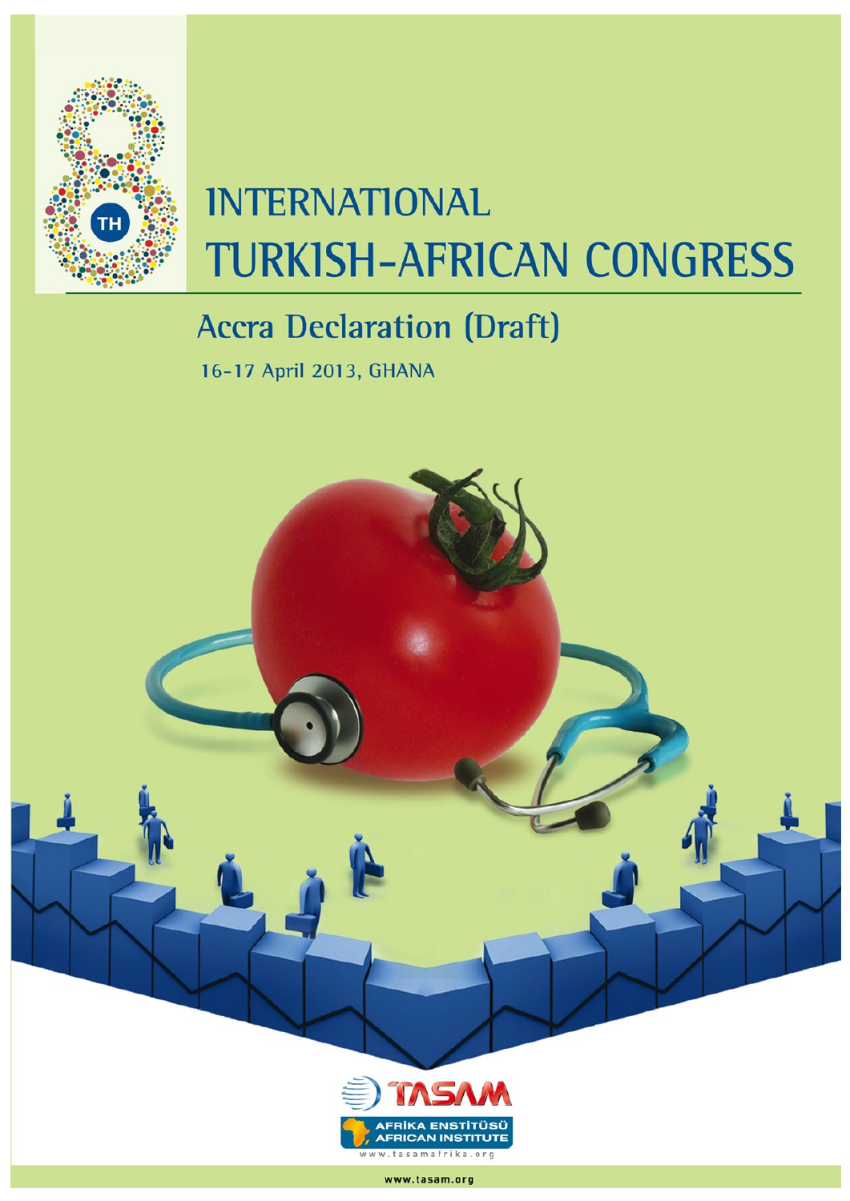8TH

# INTERNATIONAL TURKISH-AFRICAN CONGRESS

## Accra Declaration (Draft)

16-17 April 2013, GHANA

TASAM

AFRİKA ENSTİTÜSÜ
AFRICAN INSTITUTE

www.tasamafrika.org

www.tasam.org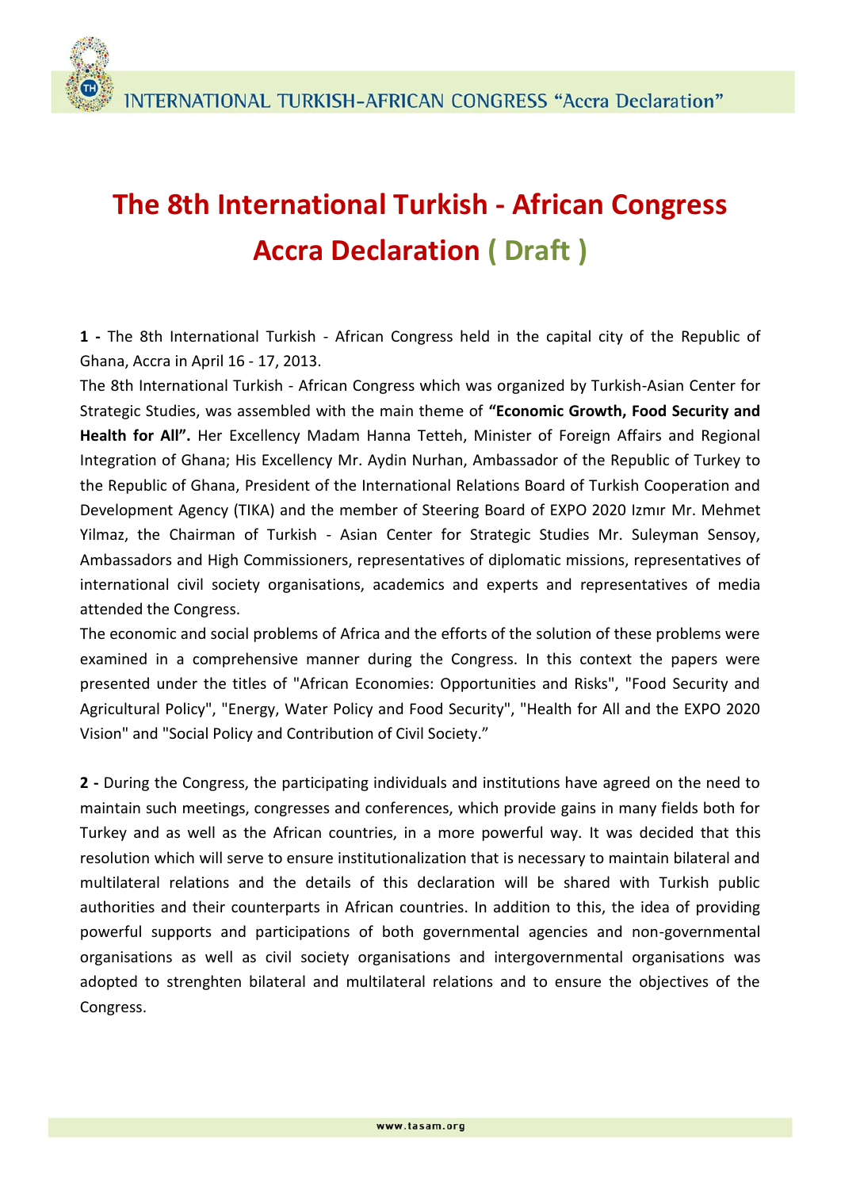# The 8th International Turkish - African Congress Accra Declaration ( Draft )

**1 -** The 8th International Turkish - African Congress held in the capital city of the Republic of Ghana, Accra in April 16 - 17, 2013.

The 8th International Turkish - African Congress which was organized by Turkish-Asian Center for Strategic Studies, was assembled with the main theme of **"Economic Growth, Food Security and Health for All".** Her Excellency Madam Hanna Tetteh, Minister of Foreign Affairs and Regional Integration of Ghana; His Excellency Mr. Aydin Nurhan, Ambassador of the Republic of Turkey to the Republic of Ghana, President of the International Relations Board of Turkish Cooperation and Development Agency (TIKA) and the member of Steering Board of EXPO 2020 Izmır Mr. Mehmet Yilmaz, the Chairman of Turkish - Asian Center for Strategic Studies Mr. Suleyman Sensoy, Ambassadors and High Commissioners, representatives of diplomatic missions, representatives of international civil society organisations, academics and experts and representatives of media attended the Congress.

The economic and social problems of Africa and the efforts of the solution of these problems were examined in a comprehensive manner during the Congress. In this context the papers were presented under the titles of "African Economies: Opportunities and Risks", "Food Security and Agricultural Policy", "Energy, Water Policy and Food Security", "Health for All and the EXPO 2020 Vision" and "Social Policy and Contribution of Civil Society."

**2 -** During the Congress, the participating individuals and institutions have agreed on the need to maintain such meetings, congresses and conferences, which provide gains in many fields both for Turkey and as well as the African countries, in a more powerful way. It was decided that this resolution which will serve to ensure institutionalization that is necessary to maintain bilateral and multilateral relations and the details of this declaration will be shared with Turkish public authorities and their counterparts in African countries. In addition to this, the idea of providing powerful supports and participations of both governmental agencies and non-governmental organisations as well as civil society organisations and intergovernmental organisations was adopted to strenghten bilateral and multilateral relations and to ensure the objectives of the Congress.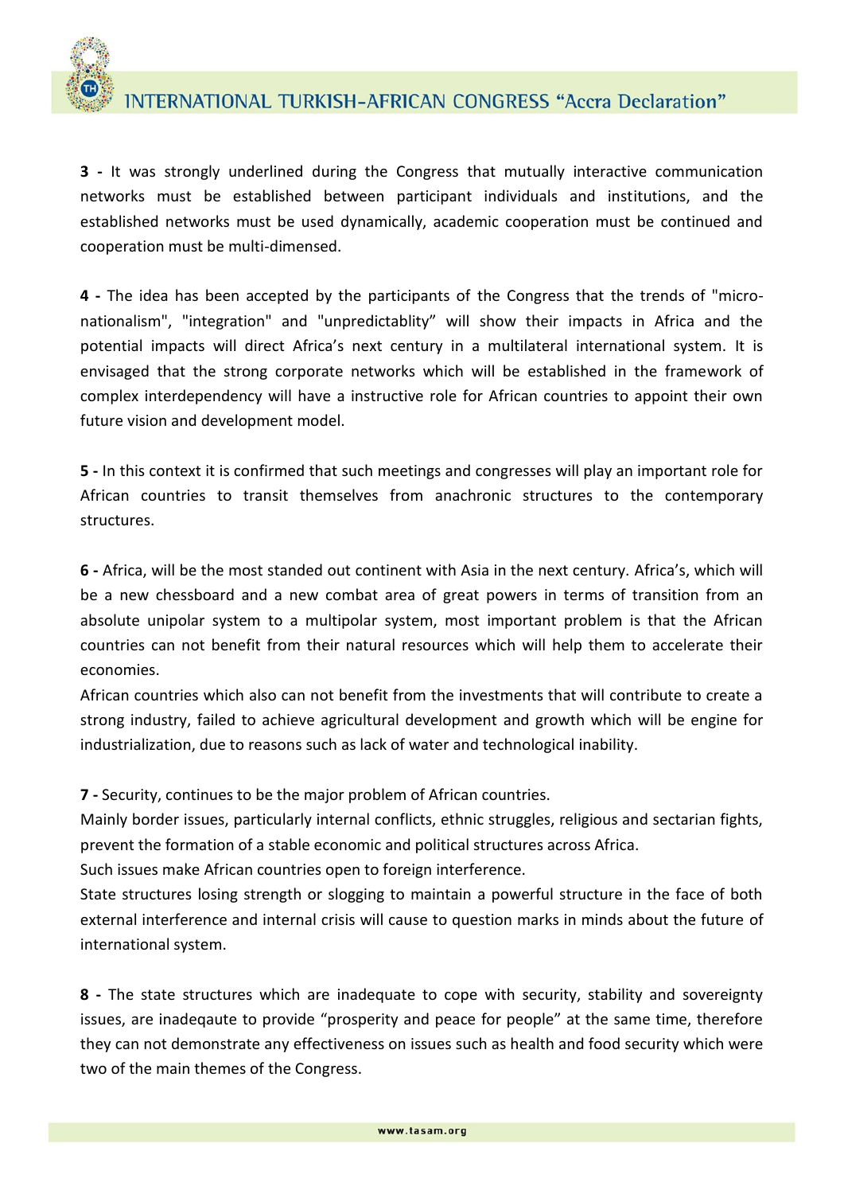**3 -** It was strongly underlined during the Congress that mutually interactive communication networks must be established between participant individuals and institutions, and the established networks must be used dynamically, academic cooperation must be continued and cooperation must be multi-dimensed.

**4 -** The idea has been accepted by the participants of the Congress that the trends of "micro-nationalism", "integration" and "unpredictablity" will show their impacts in Africa and the potential impacts will direct Africa's next century in a multilateral international system. It is envisaged that the strong corporate networks which will be established in the framework of complex interdependency will have a instructive role for African countries to appoint their own future vision and development model.

**5 -** In this context it is confirmed that such meetings and congresses will play an important role for African countries to transit themselves from anachronic structures to the contemporary structures.

**6 -** Africa, will be the most standed out continent with Asia in the next century. Africa's, which will be a new chessboard and a new combat area of great powers in terms of transition from an absolute unipolar system to a multipolar system, most important problem is that the African countries can not benefit from their natural resources which will help them to accelerate their economies.

African countries which also can not benefit from the investments that will contribute to create a strong industry, failed to achieve agricultural development and growth which will be engine for industrialization, due to reasons such as lack of water and technological inability.

**7 -** Security, continues to be the major problem of African countries.

Mainly border issues, particularly internal conflicts, ethnic struggles, religious and sectarian fights, prevent the formation of a stable economic and political structures across Africa.

Such issues make African countries open to foreign interference.

State structures losing strength or slogging to maintain a powerful structure in the face of both external interference and internal crisis will cause to question marks in minds about the future of international system.

**8 -** The state structures which are inadequate to cope with security, stability and sovereignty issues, are inadeqaute to provide "prosperity and peace for people" at the same time, therefore they can not demonstrate any effectiveness on issues such as health and food security which were two of the main themes of the Congress.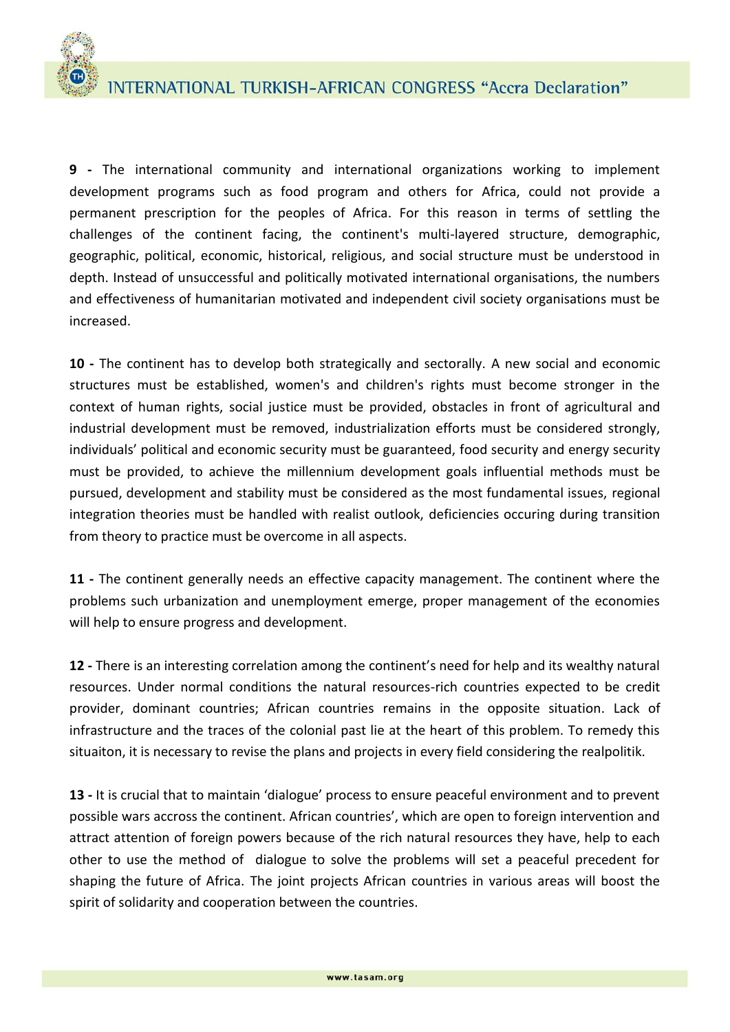**9 -** The international community and international organizations working to implement development programs such as food program and others for Africa, could not provide a permanent prescription for the peoples of Africa. For this reason in terms of settling the challenges of the continent facing, the continent's multi-layered structure, demographic, geographic, political, economic, historical, religious, and social structure must be understood in depth. Instead of unsuccessful and politically motivated international organisations, the numbers and effectiveness of humanitarian motivated and independent civil society organisations must be increased.

**10 -** The continent has to develop both strategically and sectorally. A new social and economic structures must be established, women's and children's rights must become stronger in the context of human rights, social justice must be provided, obstacles in front of agricultural and industrial development must be removed, industrialization efforts must be considered strongly, individuals' political and economic security must be guaranteed, food security and energy security must be provided, to achieve the millennium development goals influential methods must be pursued, development and stability must be considered as the most fundamental issues, regional integration theories must be handled with realist outlook, deficiencies occuring during transition from theory to practice must be overcome in all aspects.

**11 -** The continent generally needs an effective capacity management. The continent where the problems such urbanization and unemployment emerge, proper management of the economies will help to ensure progress and development.

**12 -** There is an interesting correlation among the continent's need for help and its wealthy natural resources. Under normal conditions the natural resources-rich countries expected to be credit provider, dominant countries; African countries remains in the opposite situation. Lack of infrastructure and the traces of the colonial past lie at the heart of this problem. To remedy this situaiton, it is necessary to revise the plans and projects in every field considering the realpolitik.

**13 -** It is crucial that to maintain 'dialogue' process to ensure peaceful environment and to prevent possible wars accross the continent. African countries', which are open to foreign intervention and attract attention of foreign powers because of the rich natural resources they have, help to each other to use the method of dialogue to solve the problems will set a peaceful precedent for shaping the future of Africa. The joint projects African countries in various areas will boost the spirit of solidarity and cooperation between the countries.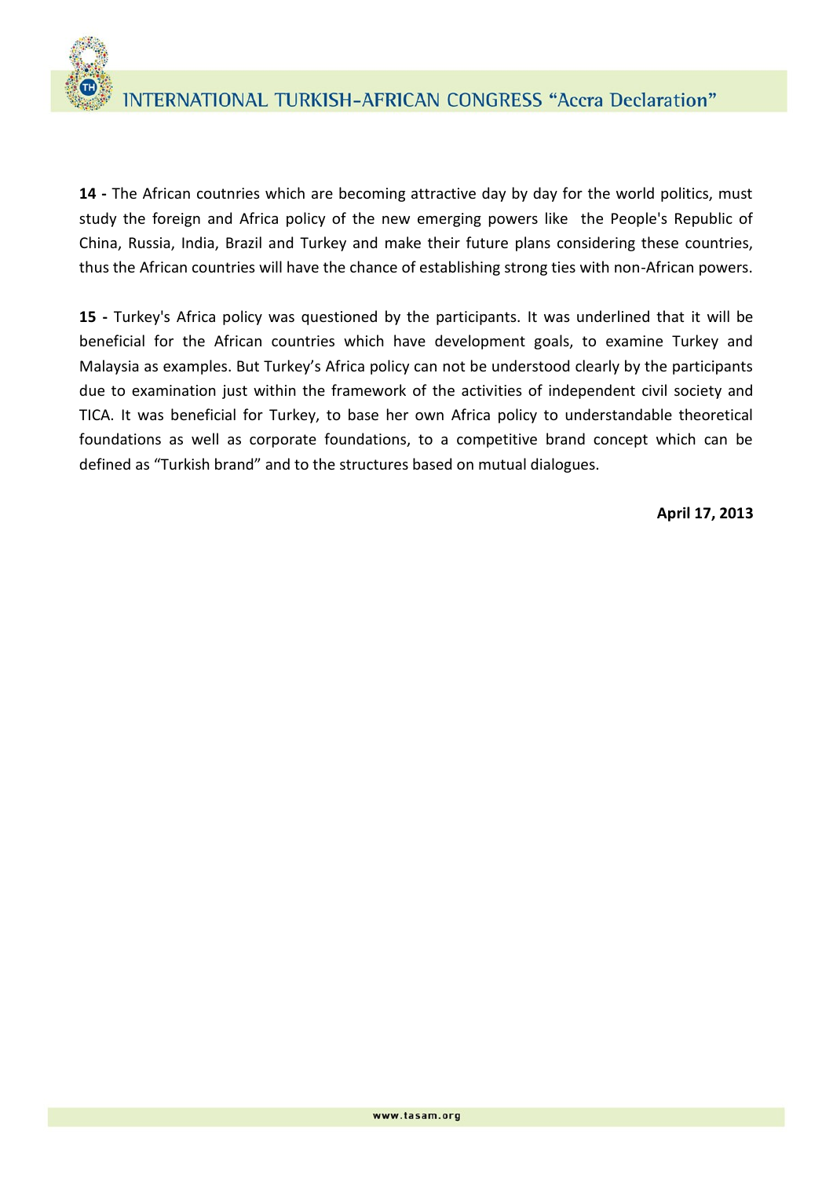**14 -** The African coutnries which are becoming attractive day by day for the world politics, must study the foreign and Africa policy of the new emerging powers like the People's Republic of China, Russia, India, Brazil and Turkey and make their future plans considering these countries, thus the African countries will have the chance of establishing strong ties with non-African powers.

**15 -** Turkey's Africa policy was questioned by the participants. It was underlined that it will be beneficial for the African countries which have development goals, to examine Turkey and Malaysia as examples. But Turkey's Africa policy can not be understood clearly by the participants due to examination just within the framework of the activities of independent civil society and TICA. It was beneficial for Turkey, to base her own Africa policy to understandable theoretical foundations as well as corporate foundations, to a competitive brand concept which can be defined as "Turkish brand" and to the structures based on mutual dialogues.

**April 17, 2013**